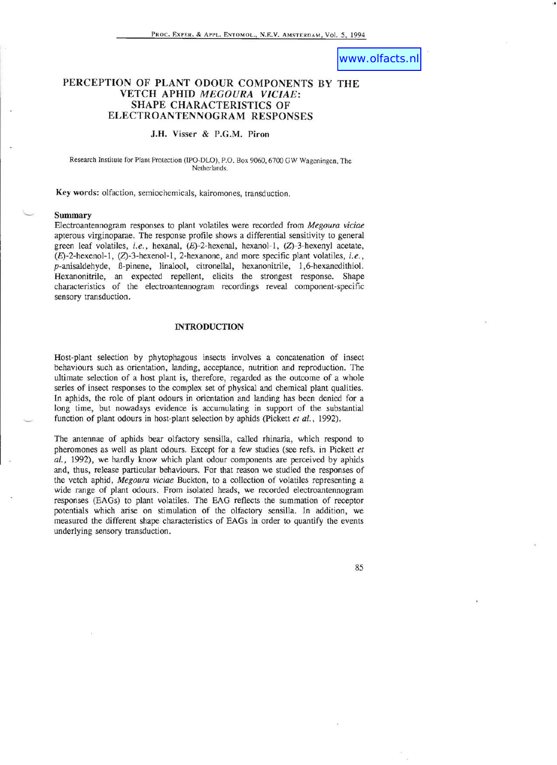# PERCEPTION OF PLANT ODOUR COMPONENTS BY THE VETCH APHID *MEGOURA VICIAE*: SHAPE CHARACTERISTICS OF ELECTROANTENNOGRAM RESPONSES

**J.H. Visser & P.G.M. Piron**

Research Institute for Plant Protection (IPO-DLO), P.O. Box 9060, 6700 GW Wageningen, The Netherlands.

**Key words:** olfaction, semiochemicals, kairomones, transduction.

## Summary

Electroantennogram responses to plant volatiles were recorded from *Megoura viciae* apterous virginoparae. The response profile shows a differential sensitivity to general green leaf volatiles, *i.e.*, hexanal, (*E*)-2-hexenal, hexanol-1, (*Z*)-3-hexenyl acetate, (*E*)-2-hexenol-1, (*Z*)-3-hexenol-1, 2-hexanone, and more specific plant volatiles, *i.e.*, *p*-anisaldehyde, ß-pinene, linalool, citronellal, hexanonitrile, 1,6-hexanedithiol. Hexanonitrile, an expected repellent, elicits the strongest response. Shape characteristics of the electroantennogram recordings reveal component-specific sensory transduction.

## INTRODUCTION

Host-plant selection by phytophagous insects involves a concatenation of insect behaviours such as orientation, landing, acceptance, nutrition and reproduction. The ultimate selection of a host plant is, therefore, regarded as the outcome of a whole series of insect responses to the complex set of physical and chemical plant qualities. In aphids, the role of plant odours in orientation and landing has been denied for a long time, but nowadays evidence is accumulating in support of the substantial function of plant odours in host-plant selection by aphids (Pickett *et al.*, 1992).

The antennae of aphids bear olfactory sensilla, called rhinaria, which respond to pheromones as well as plant odours. Except for a few studies (see refs. in Pickett *et al.*, 1992), we hardly know which plant odour components are perceived by aphids and, thus, release particular behaviours. For that reason we studied the responses of the vetch aphid, *Megoura viciae* Buckton, to a collection of volatiles representing a wide range of plant odours. From isolated heads, we recorded electroantennogram responses (EAGs) to plant volatiles. The EAG reflects the summation of receptor potentials which arise on stimulation of the olfactory sensilla. In addition, we measured the different shape characteristics of EAGs in order to quantify the events underlying sensory transduction.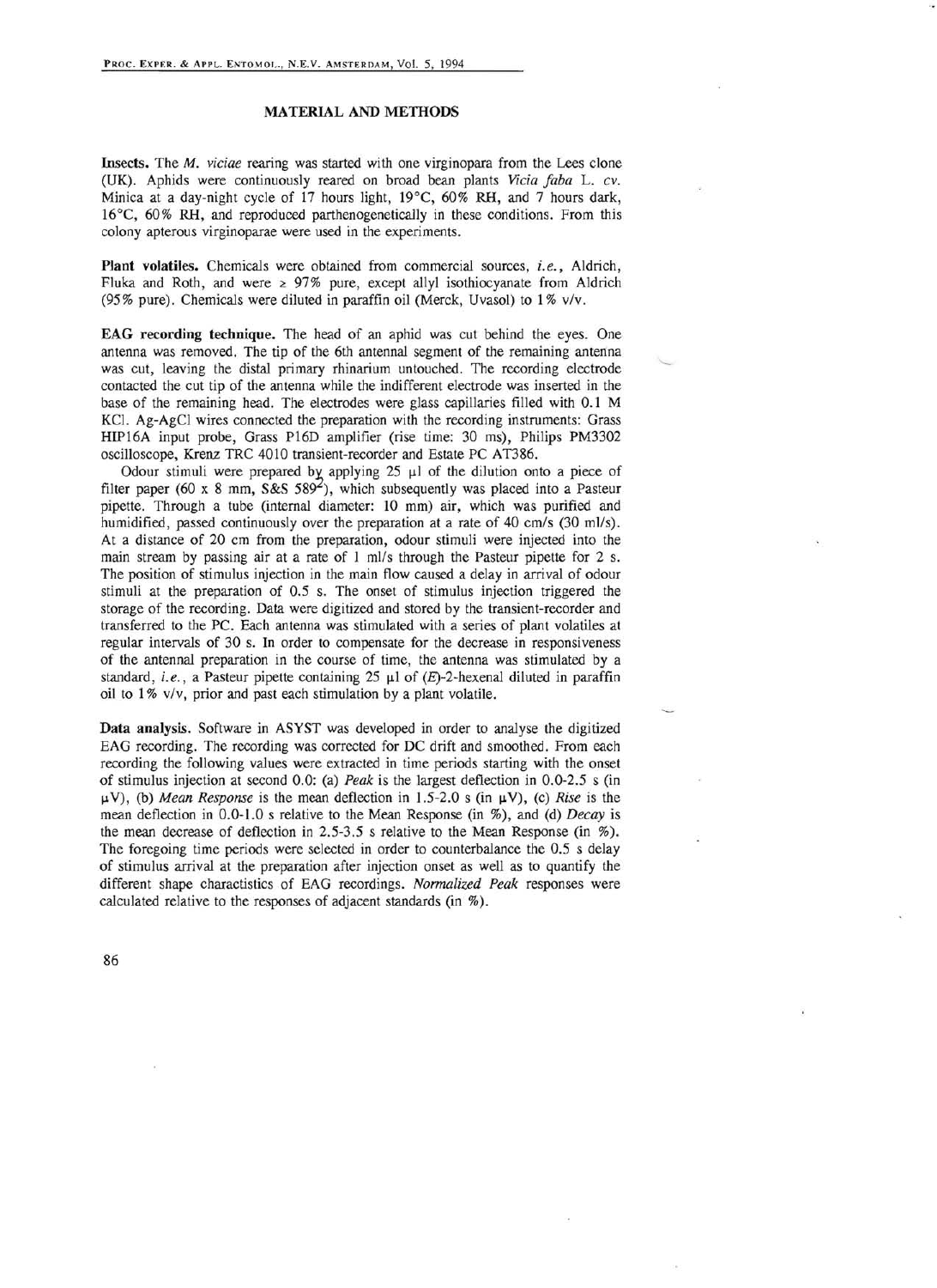## MATERIAL AND METHODS

**Insects.** The *M. viciae* rearing was started with one virginopara from the Lees clone (UK). Aphids were continuously reared on broad bean plants *Vicia faba* L. *cv.* Minica at a day-night cycle of 17 hours light, 19°C, 60% RH, and 7 hours dark, 16°C, 60% RH, and reproduced parthenogenetically in these conditions. From this colony apterous virginoparae were used in the experiments.

**Plant volatiles.** Chemicals were obtained from commercial sources, *i.e.*, Aldrich, Fluka and Roth, and were ≥ 97% pure, except allyl isothiocyanate from Aldrich (95% pure). Chemicals were diluted in paraffin oil (Merck, Uvasol) to 1% v/v.

**EAG recording technique.** The head of an aphid was cut behind the eyes. One antenna was removed. The tip of the 6th antennal segment of the remaining antenna was cut, leaving the distal primary rhinarium untouched. The recording electrode contacted the cut tip of the antenna while the indifferent electrode was inserted in the base of the remaining head. The electrodes were glass capillaries filled with 0.1 M KCl. Ag-AgCl wires connected the preparation with the recording instruments: Grass HIP16A input probe, Grass P16D amplifier (rise time: 30 ms), Philips PM3302 oscilloscope, Krenz TRC 4010 transient-recorder and Estate PC AT386.

Odour stimuli were prepared by applying 25 μl of the dilution onto a piece of filter paper (60 x 8 mm, S&S 589[2]), which subsequently was placed into a Pasteur pipette. Through a tube (internal diameter: 10 mm) air, which was purified and humidified, passed continuously over the preparation at a rate of 40 cm/s (30 ml/s). At a distance of 20 cm from the preparation, odour stimuli were injected into the main stream by passing air at a rate of 1 ml/s through the Pasteur pipette for 2 s. The position of stimulus injection in the main flow caused a delay in arrival of odour stimuli at the preparation of 0.5 s. The onset of stimulus injection triggered the storage of the recording. Data were digitized and stored by the transient-recorder and transferred to the PC. Each antenna was stimulated with a series of plant volatiles at regular intervals of 30 s. In order to compensate for the decrease in responsiveness of the antennal preparation in the course of time, the antenna was stimulated by a standard, *i.e.*, a Pasteur pipette containing 25 μl of (*E*)-2-hexenal diluted in paraffin oil to 1% v/v, prior and past each stimulation by a plant volatile.

**Data analysis.** Software in ASYST was developed in order to analyse the digitized EAG recording. The recording was corrected for DC drift and smoothed. From each recording the following values were extracted in time periods starting with the onset of stimulus injection at second 0.0: (a) *Peak* is the largest deflection in 0.0-2.5 s (in μV), (b) *Mean Response* is the mean deflection in 1.5-2.0 s (in μV), (c) *Rise* is the mean deflection in 0.0-1.0 s relative to the Mean Response (in %), and (d) *Decay* is the mean decrease of deflection in 2.5-3.5 s relative to the Mean Response (in %). The foregoing time periods were selected in order to counterbalance the 0.5 s delay of stimulus arrival at the preparation after injection onset as well as to quantify the different shape charactistics of EAG recordings. *Normalized Peak* responses were calculated relative to the responses of adjacent standards (in %).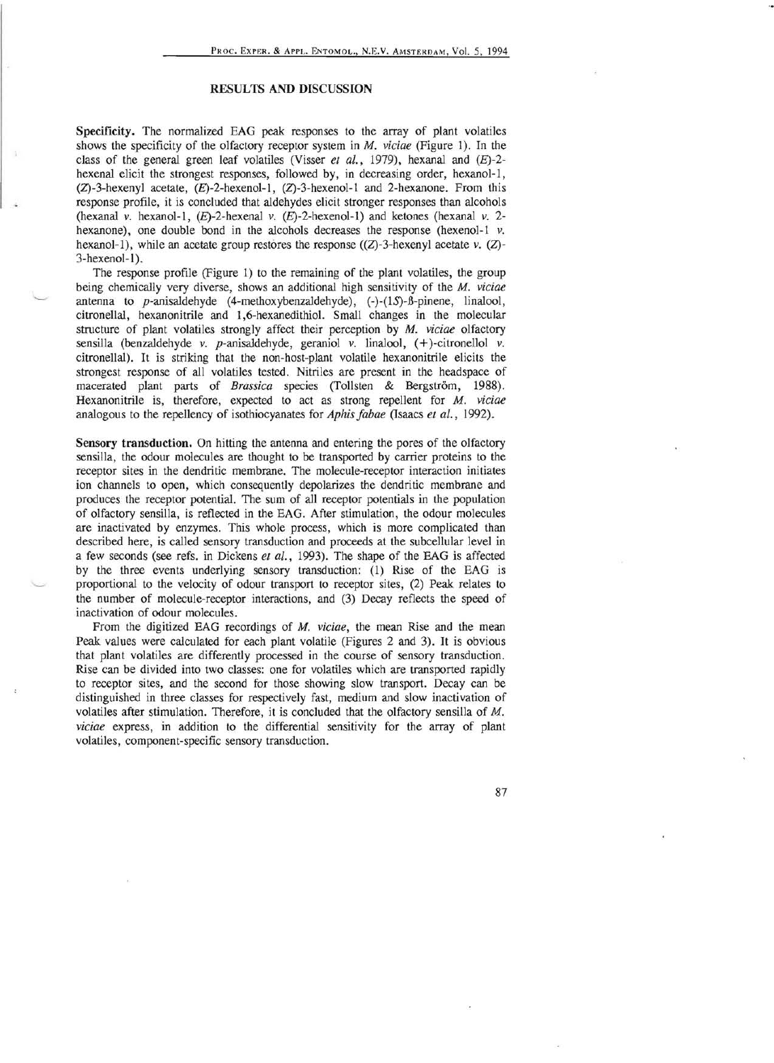## RESULTS AND DISCUSSION

**Specificity.** The normalized EAG peak responses to the array of plant volatiles shows the specificity of the olfactory receptor system in *M. viciae* (Figure 1). In the class of the general green leaf volatiles (Visser *et al.*, 1979), hexanal and (*E*)-2-hexenal elicit the strongest responses, followed by, in decreasing order, hexanol-1, (*Z*)-3-hexenyl acetate, (*E*)-2-hexenol-1, (*Z*)-3-hexenol-1 and 2-hexanone. From this response profile, it is concluded that aldehydes elicit stronger responses than alcohols (hexanal *v.* hexanol-1, (*E*)-2-hexenal *v.* (*E*)-2-hexenol-1) and ketones (hexanal *v.* 2-hexanone), one double bond in the alcohols decreases the response (hexenol-1 *v.* hexanol-1), while an acetate group restores the response ((*Z*)-3-hexenyl acetate *v.* (*Z*)-3-hexenol-1).

The response profile (Figure 1) to the remaining of the plant volatiles, the group being chemically very diverse, shows an additional high sensitivity of the *M. viciae* antenna to *p*-anisaldehyde (4-methoxybenzaldehyde), (-)-(1*S*)-ß-pinene, linalool, citronellal, hexanonitrile and 1,6-hexanedithiol. Small changes in the molecular structure of plant volatiles strongly affect their perception by *M. viciae* olfactory sensilla (benzaldehyde *v.* *p*-anisaldehyde, geraniol *v.* linalool, (+)-citronellol *v.* citronellal). It is striking that the non-host-plant volatile hexanonitrile elicits the strongest response of all volatiles tested. Nitriles are present in the headspace of macerated plant parts of *Brassica* species (Tollsten & Bergström, 1988). Hexanonitrile is, therefore, expected to act as strong repellent for *M. viciae* analogous to the repellency of isothiocyanates for *Aphis fabae* (Isaacs *et al.*, 1992).

**Sensory transduction.** On hitting the antenna and entering the pores of the olfactory sensilla, the odour molecules are thought to be transported by carrier proteins to the receptor sites in the dendritic membrane. The molecule-receptor interaction initiates ion channels to open, which consequently depolarizes the dendritic membrane and produces the receptor potential. The sum of all receptor potentials in the population of olfactory sensilla, is reflected in the EAG. After stimulation, the odour molecules are inactivated by enzymes. This whole process, which is more complicated than described here, is called sensory transduction and proceeds at the subcellular level in a few seconds (see refs. in Dickens *et al.*, 1993). The shape of the EAG is affected by the three events underlying sensory transduction: (1) Rise of the EAG is proportional to the velocity of odour transport to receptor sites, (2) Peak relates to the number of molecule-receptor interactions, and (3) Decay reflects the speed of inactivation of odour molecules.

From the digitized EAG recordings of *M. viciae*, the mean Rise and the mean Peak values were calculated for each plant volatile (Figures 2 and 3). It is obvious that plant volatiles are differently processed in the course of sensory transduction. Rise can be divided into two classes: one for volatiles which are transported rapidly to receptor sites, and the second for those showing slow transport. Decay can be distinguished in three classes for respectively fast, medium and slow inactivation of volatiles after stimulation. Therefore, it is concluded that the olfactory sensilla of *M. viciae* express, in addition to the differential sensitivity for the array of plant volatiles, component-specific sensory transduction.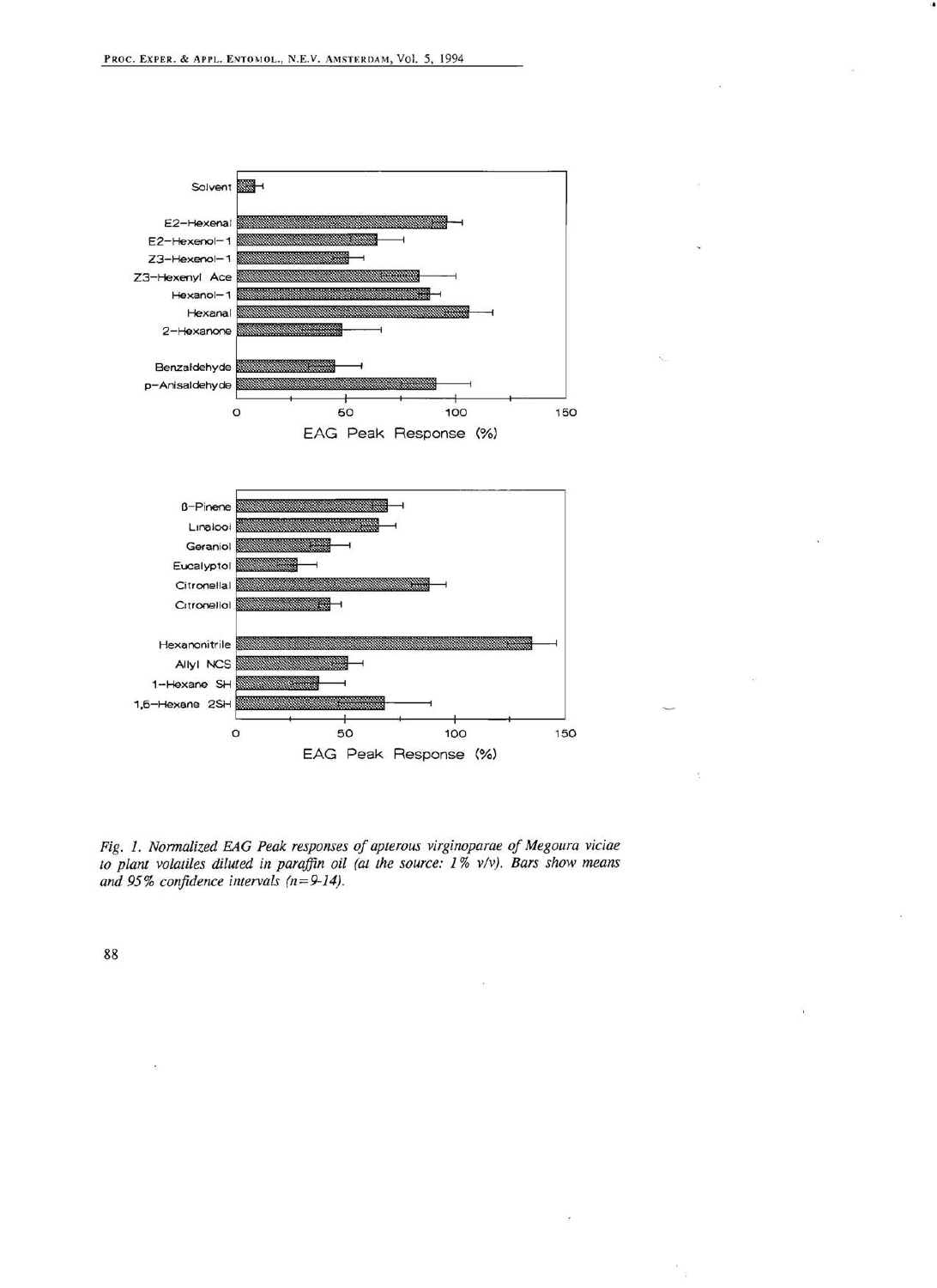*Fig. 1. Normalized EAG Peak responses of apterous virginoparae of Megoura viciae to plant volatiles diluted in paraffin oil (at the source: 1% v/v). Bars show means and 95% confidence intervals (n=9-14).*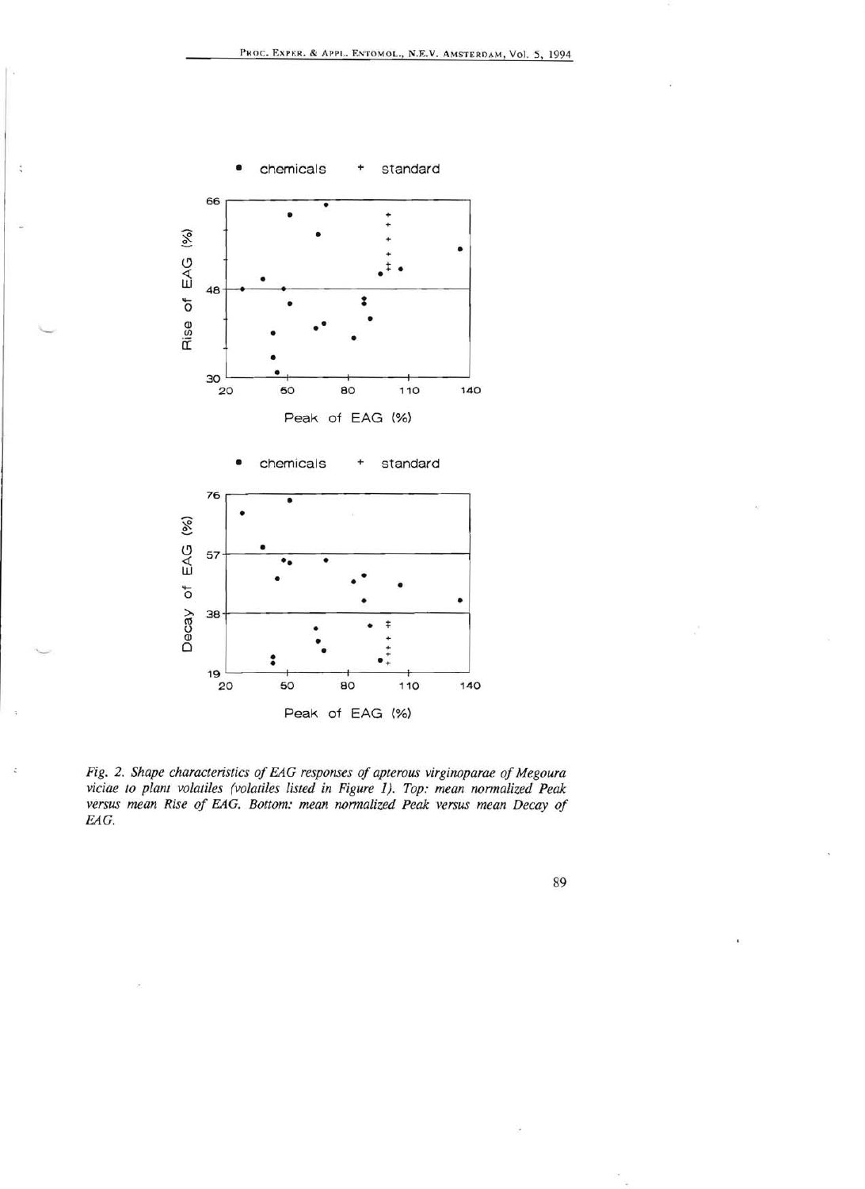*Fig. 2. Shape characteristics of EAG responses of apterous virginoparae of Megoura viciae to plant volatiles (volatiles listed in Figure 1). Top: mean normalized Peak versus mean Rise of EAG. Bottom: mean normalized Peak versus mean Decay of EAG.*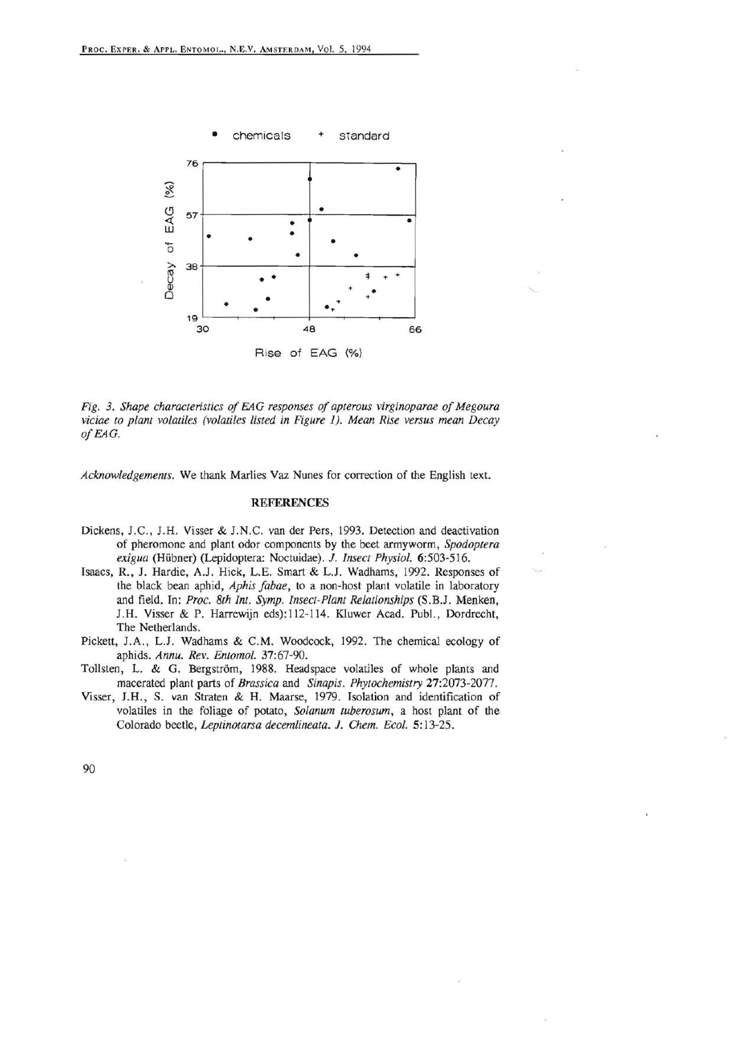• chemicals + standard

76

57

38

19

30

48

66

Decay of EAG (%)

Rise of EAG (%)

*Fig. 3. Shape characteristics of EAG responses of apterous virginoparae of Megoura viciae to plant volatiles (volatiles listed in Figure 1). Mean Rise versus mean Decay of EAG.*

*Acknowledgements.* We thank Marlies Vaz Nunes for correction of the English text.

## REFERENCES

Dickens, J.C., J.H. Visser & J.N.C. van der Pers, 1993. Detection and deactivation of pheromone and plant odor components by the beet armyworm, *Spodoptera exigua* (Hübner) (Lepidoptera: Noctuidae). *J. Insect Physiol.* **6**:503-516.

Isaacs, R., J. Hardie, A.J. Hick, L.E. Smart & L.J. Wadhams, 1992. Responses of the black bean aphid, *Aphis fabae*, to a non-host plant volatile in laboratory and field. In: *Proc. 8th Int. Symp. Insect-Plant Relationships* (S.B.J. Menken, J.H. Visser & P. Harrewijn eds):112-114. Kluwer Acad. Publ., Dordrecht, The Netherlands.

Pickett, J.A., L.J. Wadhams & C.M. Woodcock, 1992. The chemical ecology of aphids. *Annu. Rev. Entomol.* **37**:67-90.

Tollsten, L. & G. Bergström, 1988. Headspace volatiles of whole plants and macerated plant parts of *Brassica* and *Sinapis*. *Phytochemistry* **27**:2073-2077.

Visser, J.H., S. van Straten & H. Maarse, 1979. Isolation and identification of volatiles in the foliage of potato, *Solanum tuberosum*, a host plant of the Colorado beetle, *Leptinotarsa decemlineata*. *J. Chem. Ecol.* **5**:13-25.